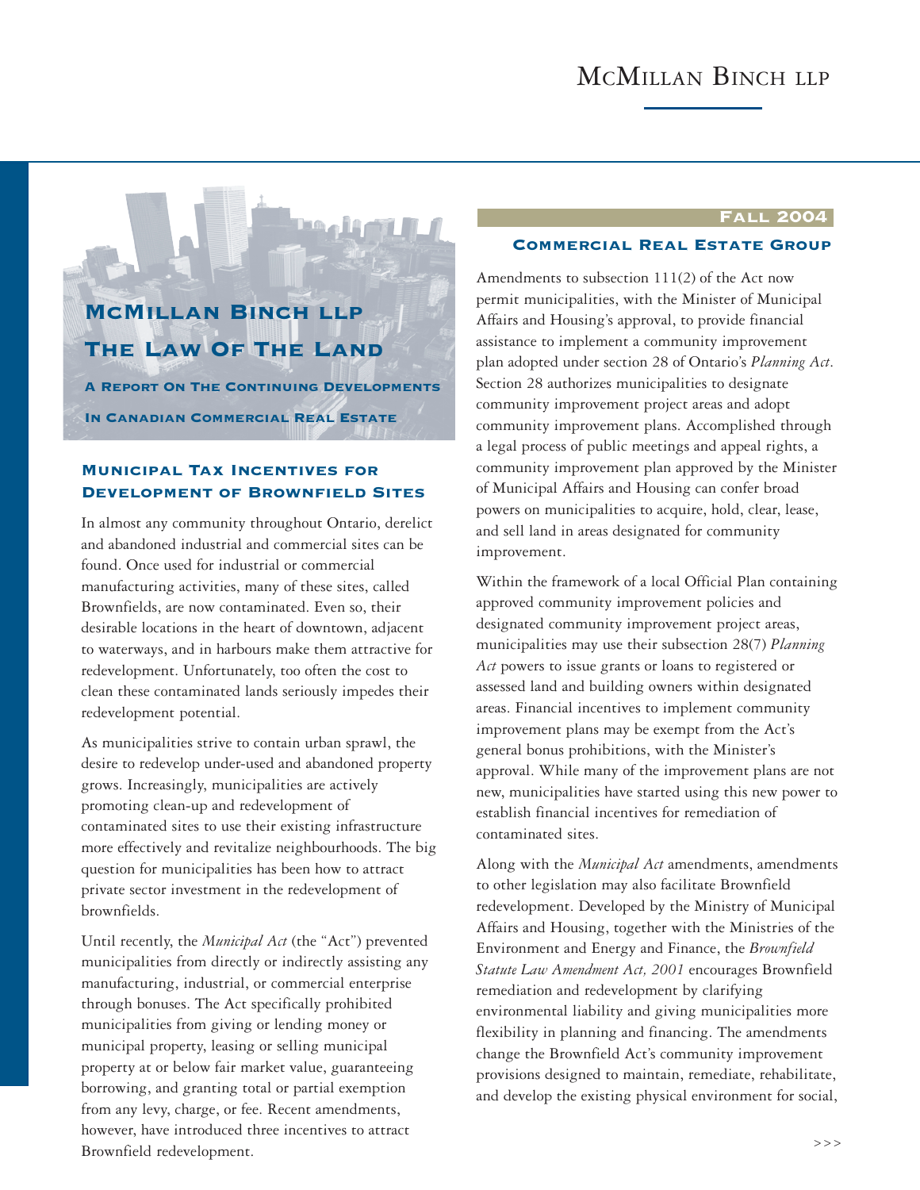# McMillan Binch LLP

## The Law Of The Land

**A Report On The Continuing Developments In Canadian Commercial Real Estate**

**Fall 2004**

**Commercial Real Estate Group**

### Municipal Tax Incentives for Development of Brownfield Sites

In almost any community throughout Ontario, derelict and abandoned industrial and commercial sites can be found. Once used for industrial or commercial manufacturing activities, many of these sites, called Brownfields, are now contaminated. Even so, their desirable locations in the heart of downtown, adjacent to waterways, and in harbours make them attractive for redevelopment. Unfortunately, too often the cost to clean these contaminated lands seriously impedes their redevelopment potential.

As municipalities strive to contain urban sprawl, the desire to redevelop under-used and abandoned property grows. Increasingly, municipalities are actively promoting clean-up and redevelopment of contaminated sites to use their existing infrastructure more effectively and revitalize neighbourhoods. The big question for municipalities has been how to attract private sector investment in the redevelopment of brownfields.

Until recently, the *Municipal Act* (the "Act") prevented municipalities from directly or indirectly assisting any manufacturing, industrial, or commercial enterprise through bonuses. The Act specifically prohibited municipalities from giving or lending money or municipal property, leasing or selling municipal property at or below fair market value, guaranteeing borrowing, and granting total or partial exemption from any levy, charge, or fee. Recent amendments, however, have introduced three incentives to attract Brownfield redevelopment.

Amendments to subsection 111(2) of the Act now permit municipalities, with the Minister of Municipal Affairs and Housing's approval, to provide financial assistance to implement a community improvement plan adopted under section 28 of Ontario's *Planning Act*. Section 28 authorizes municipalities to designate community improvement project areas and adopt community improvement plans. Accomplished through a legal process of public meetings and appeal rights, a community improvement plan approved by the Minister of Municipal Affairs and Housing can confer broad powers on municipalities to acquire, hold, clear, lease, and sell land in areas designated for community improvement.

Within the framework of a local Official Plan containing approved community improvement policies and designated community improvement project areas, municipalities may use their subsection 28(7) *Planning Act* powers to issue grants or loans to registered or assessed land and building owners within designated areas. Financial incentives to implement community improvement plans may be exempt from the Act's general bonus prohibitions, with the Minister's approval. While many of the improvement plans are not new, municipalities have started using this new power to establish financial incentives for remediation of contaminated sites.

Along with the *Municipal Act* amendments, amendments to other legislation may also facilitate Brownfield redevelopment. Developed by the Ministry of Municipal Affairs and Housing, together with the Ministries of the Environment and Energy and Finance, the *Brownfield Statute Law Amendment Act, 2001* encourages Brownfield remediation and redevelopment by clarifying environmental liability and giving municipalities more flexibility in planning and financing. The amendments change the Brownfield Act's community improvement provisions designed to maintain, remediate, rehabilitate, and develop the existing physical environment for social,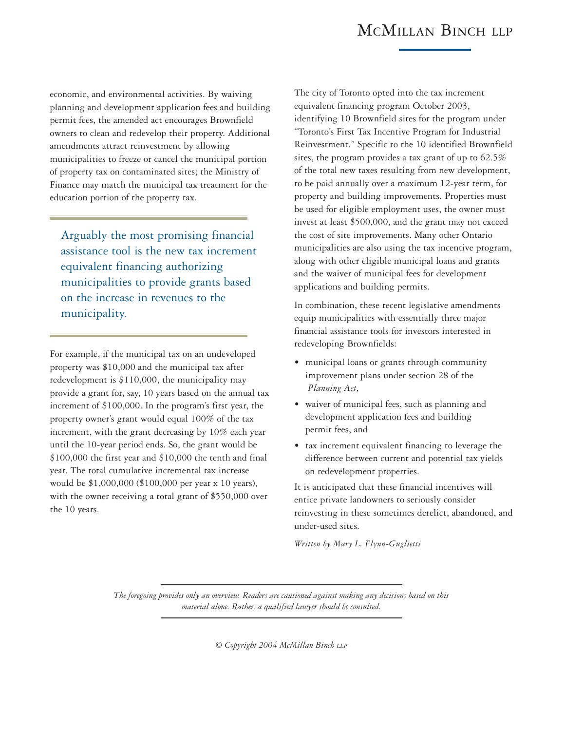economic, and environmental activities. By waiving planning and development application fees and building permit fees, the amended act encourages Brownfield owners to clean and redevelop their property. Additional amendments attract reinvestment by allowing municipalities to freeze or cancel the municipal portion of property tax on contaminated sites; the Ministry of Finance may match the municipal tax treatment for the education portion of the property tax.

> Arguably the most promising financial assistance tool is the new tax increment equivalent financing authorizing municipalities to provide grants based on the increase in revenues to the municipality.

For example, if the municipal tax on an undeveloped property was $10,000 and the municipal tax after redevelopment is $110,000, the municipality may provide a grant for, say, 10 years based on the annual tax increment of $100,000. In the program's first year, the property owner's grant would equal 100% of the tax increment, with the grant decreasing by 10% each year until the 10-year period ends. So, the grant would be $100,000 the first year and $10,000 the tenth and final year. The total cumulative incremental tax increase would be $1,000,000 ($100,000 per year x 10 years), with the owner receiving a total grant of $550,000 over the 10 years.

The city of Toronto opted into the tax increment equivalent financing program October 2003, identifying 10 Brownfield sites for the program under "Toronto's First Tax Incentive Program for Industrial Reinvestment." Specific to the 10 identified Brownfield sites, the program provides a tax grant of up to 62.5% of the total new taxes resulting from new development, to be paid annually over a maximum 12-year term, for property and building improvements. Properties must be used for eligible employment uses, the owner must invest at least $500,000, and the grant may not exceed the cost of site improvements. Many other Ontario municipalities are also using the tax incentive program, along with other eligible municipal loans and grants and the waiver of municipal fees for development applications and building permits.

In combination, these recent legislative amendments equip municipalities with essentially three major financial assistance tools for investors interested in redeveloping Brownfields:

- municipal loans or grants through community improvement plans under section 28 of the *Planning Act*,
- waiver of municipal fees, such as planning and development application fees and building permit fees, and
- tax increment equivalent financing to leverage the difference between current and potential tax yields on redevelopment properties.

It is anticipated that these financial incentives will entice private landowners to seriously consider reinvesting in these sometimes derelict, abandoned, and under-used sites.

*Written by Mary L. Flynn-Guglietti*

*The foregoing provides only an overview. Readers are cautioned against making any decisions based on this material alone. Rather, a qualified lawyer should be consulted.*

*© Copyright 2004 McMillan Binch LLP*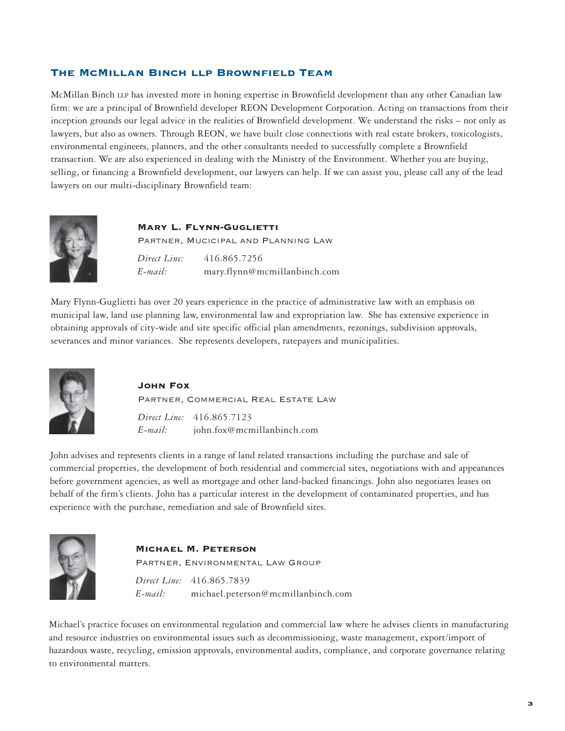## The McMillan Binch LLP Brownfield Team

McMillan Binch LLP has invested more in honing expertise in Brownfield development than any other Canadian law firm: we are a principal of Brownfield developer REON Development Corporation. Acting on transactions from their inception grounds our legal advice in the realities of Brownfield development. We understand the risks – not only as lawyers, but also as owners. Through REON, we have built close connections with real estate brokers, toxicologists, environmental engineers, planners, and the other consultants needed to successfully complete a Brownfield transaction. We are also experienced in dealing with the Ministry of the Environment. Whether you are buying, selling, or financing a Brownfield development, our lawyers can help. If we can assist you, please call any of the lead lawyers on our multi-disciplinary Brownfield team:

### Mary L. Flynn-Guglietti

Partner, Mucicipal and Planning Law

*Direct Line:* 416.865.7256
*E-mail:* mary.flynn@mcmillanbinch.com

Mary Flynn-Guglietti has over 20 years experience in the practice of administrative law with an emphasis on municipal law, land use planning law, environmental law and expropriation law. She has extensive experience in obtaining approvals of city-wide and site specific official plan amendments, rezonings, subdivision approvals, severances and minor variances. She represents developers, ratepayers and municipalities.

### John Fox

Partner, Commercial Real Estate Law

*Direct Line:* 416.865.7123
*E-mail:* john.fox@mcmillanbinch.com

John advises and represents clients in a range of land related transactions including the purchase and sale of commercial properties, the development of both residential and commercial sites, negotiations with and appearances before government agencies, as well as mortgage and other land-backed financings. John also negotiates leases on behalf of the firm's clients. John has a particular interest in the development of contaminated properties, and has experience with the purchase, remediation and sale of Brownfield sites.

### Michael M. Peterson

Partner, Environmental Law Group

*Direct Line:* 416.865.7839
*E-mail:* michael.peterson@mcmillanbinch.com

Michael's practice focuses on environmental regulation and commercial law where he advises clients in manufacturing and resource industries on environmental issues such as decommissioning, waste management, export/import of hazardous waste, recycling, emission approvals, environmental audits, compliance, and corporate governance relating to environmental matters.